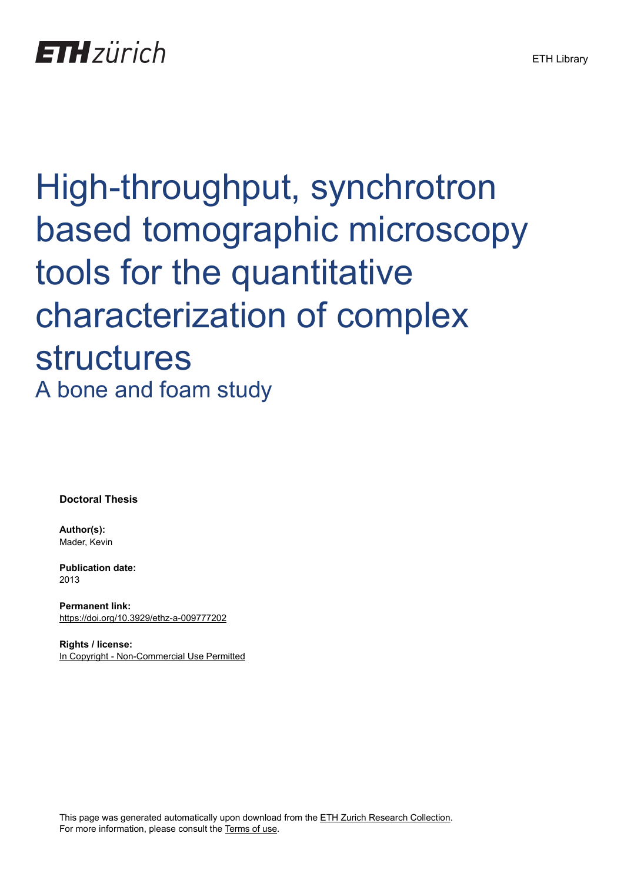ETH zürich

ETH Library

# High-throughput, synchrotron based tomographic microscopy tools for the quantitative characterization of complex structures

## A bone and foam study

**Doctoral Thesis**

**Author(s):**
Mader, Kevin

**Publication date:**
2013

**Permanent link:**
https://doi.org/10.3929/ethz-a-009777202

**Rights / license:**
In Copyright - Non-Commercial Use Permitted

This page was generated automatically upon download from the ETH Zurich Research Collection.
For more information, please consult the Terms of use.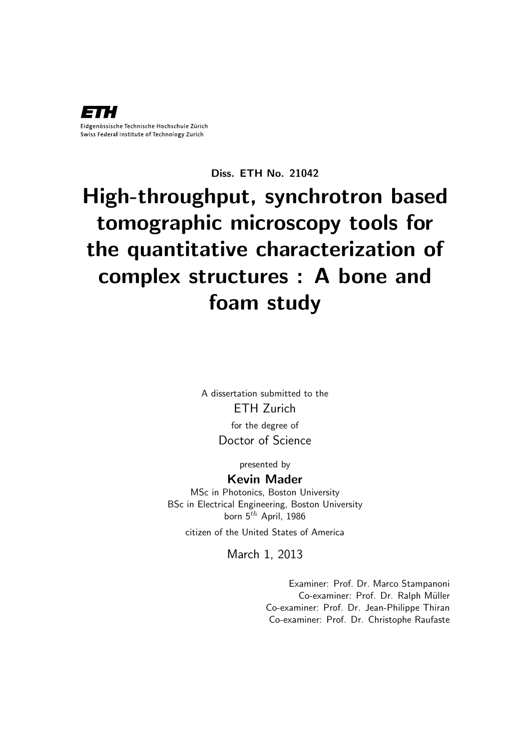ETH

Eidgenössische Technische Hochschule Zürich
Swiss Federal Institute of Technology Zurich

**Diss. ETH No. 21042**

# High-throughput, synchrotron based tomographic microscopy tools for the quantitative characterization of complex structures : A bone and foam study

A dissertation submitted to the

ETH Zurich

for the degree of

Doctor of Science

presented by

**Kevin Mader**

MSc in Photonics, Boston University

BSc in Electrical Engineering, Boston University

born $5^{th}$ April, 1986

citizen of the United States of America

March 1, 2013

Examiner: Prof. Dr. Marco Stampanoni

Co-examiner: Prof. Dr. Ralph Müller

Co-examiner: Prof. Dr. Jean-Philippe Thiran

Co-examiner: Prof. Dr. Christophe Raufaste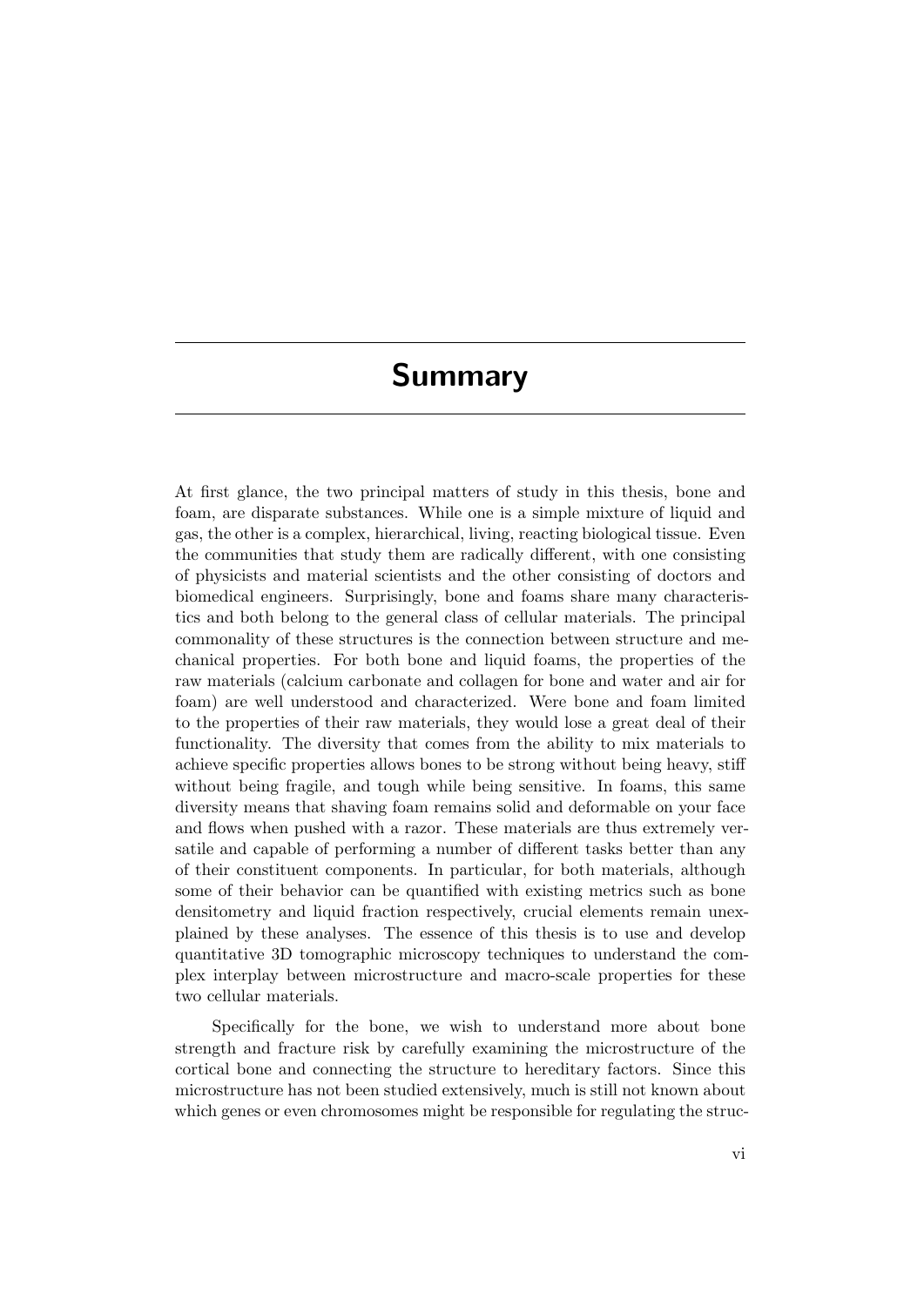# Summary

At first glance, the two principal matters of study in this thesis, bone and foam, are disparate substances. While one is a simple mixture of liquid and gas, the other is a complex, hierarchical, living, reacting biological tissue. Even the communities that study them are radically different, with one consisting of physicists and material scientists and the other consisting of doctors and biomedical engineers. Surprisingly, bone and foams share many characteristics and both belong to the general class of cellular materials. The principal commonality of these structures is the connection between structure and mechanical properties. For both bone and liquid foams, the properties of the raw materials (calcium carbonate and collagen for bone and water and air for foam) are well understood and characterized. Were bone and foam limited to the properties of their raw materials, they would lose a great deal of their functionality. The diversity that comes from the ability to mix materials to achieve specific properties allows bones to be strong without being heavy, stiff without being fragile, and tough while being sensitive. In foams, this same diversity means that shaving foam remains solid and deformable on your face and flows when pushed with a razor. These materials are thus extremely versatile and capable of performing a number of different tasks better than any of their constituent components. In particular, for both materials, although some of their behavior can be quantified with existing metrics such as bone densitometry and liquid fraction respectively, crucial elements remain unexplained by these analyses. The essence of this thesis is to use and develop quantitative 3D tomographic microscopy techniques to understand the complex interplay between microstructure and macro-scale properties for these two cellular materials.

Specifically for the bone, we wish to understand more about bone strength and fracture risk by carefully examining the microstructure of the cortical bone and connecting the structure to hereditary factors. Since this microstructure has not been studied extensively, much is still not known about which genes or even chromosomes might be responsible for regulating the struc-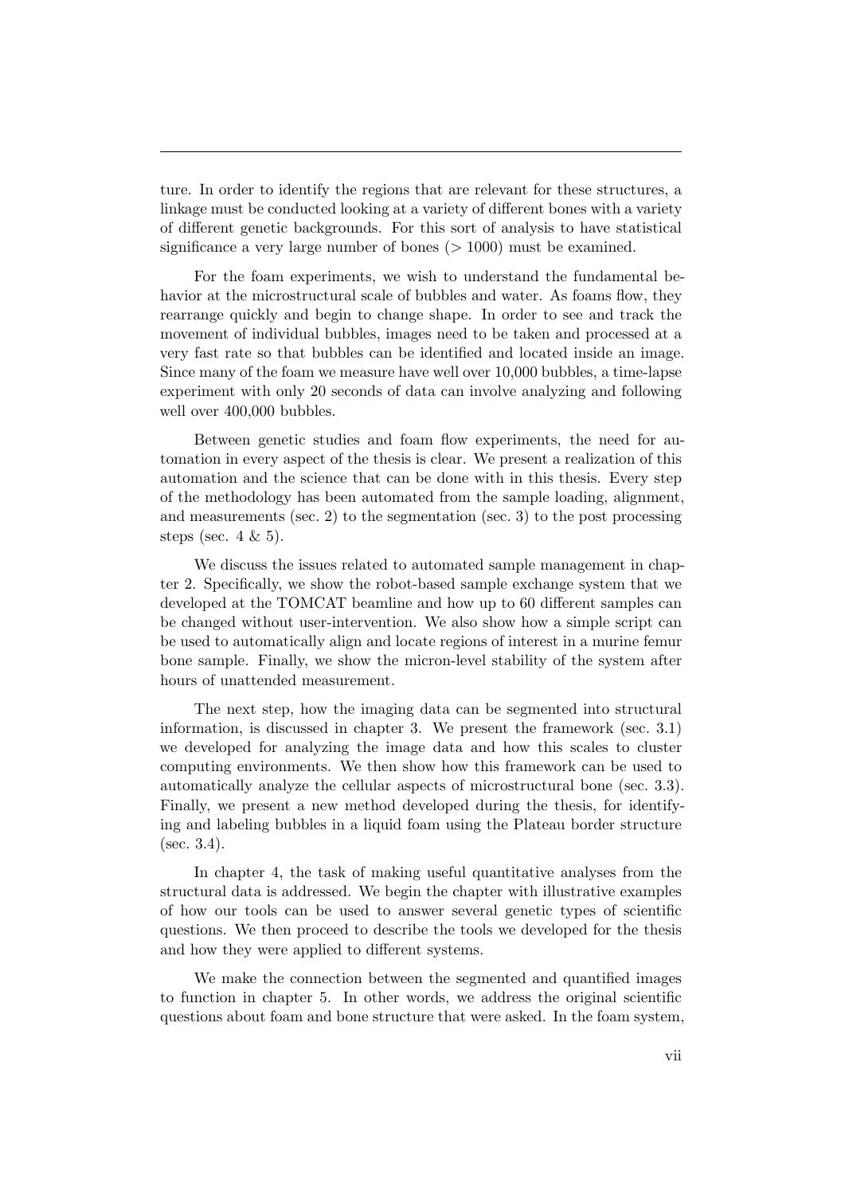ture. In order to identify the regions that are relevant for these structures, a linkage must be conducted looking at a variety of different bones with a variety of different genetic backgrounds. For this sort of analysis to have statistical significance a very large number of bones ($> 1000$) must be examined.

For the foam experiments, we wish to understand the fundamental behavior at the microstructural scale of bubbles and water. As foams flow, they rearrange quickly and begin to change shape. In order to see and track the movement of individual bubbles, images need to be taken and processed at a very fast rate so that bubbles can be identified and located inside an image. Since many of the foam we measure have well over 10,000 bubbles, a time-lapse experiment with only 20 seconds of data can involve analyzing and following well over 400,000 bubbles.

Between genetic studies and foam flow experiments, the need for automation in every aspect of the thesis is clear. We present a realization of this automation and the science that can be done with in this thesis. Every step of the methodology has been automated from the sample loading, alignment, and measurements (sec. 2) to the segmentation (sec. 3) to the post processing steps (sec. 4 & 5).

We discuss the issues related to automated sample management in chapter 2. Specifically, we show the robot-based sample exchange system that we developed at the TOMCAT beamline and how up to 60 different samples can be changed without user-intervention. We also show how a simple script can be used to automatically align and locate regions of interest in a murine femur bone sample. Finally, we show the micron-level stability of the system after hours of unattended measurement.

The next step, how the imaging data can be segmented into structural information, is discussed in chapter 3. We present the framework (sec. 3.1) we developed for analyzing the image data and how this scales to cluster computing environments. We then show how this framework can be used to automatically analyze the cellular aspects of microstructural bone (sec. 3.3). Finally, we present a new method developed during the thesis, for identifying and labeling bubbles in a liquid foam using the Plateau border structure (sec. 3.4).

In chapter 4, the task of making useful quantitative analyses from the structural data is addressed. We begin the chapter with illustrative examples of how our tools can be used to answer several genetic types of scientific questions. We then proceed to describe the tools we developed for the thesis and how they were applied to different systems.

We make the connection between the segmented and quantified images to function in chapter 5. In other words, we address the original scientific questions about foam and bone structure that were asked. In the foam system,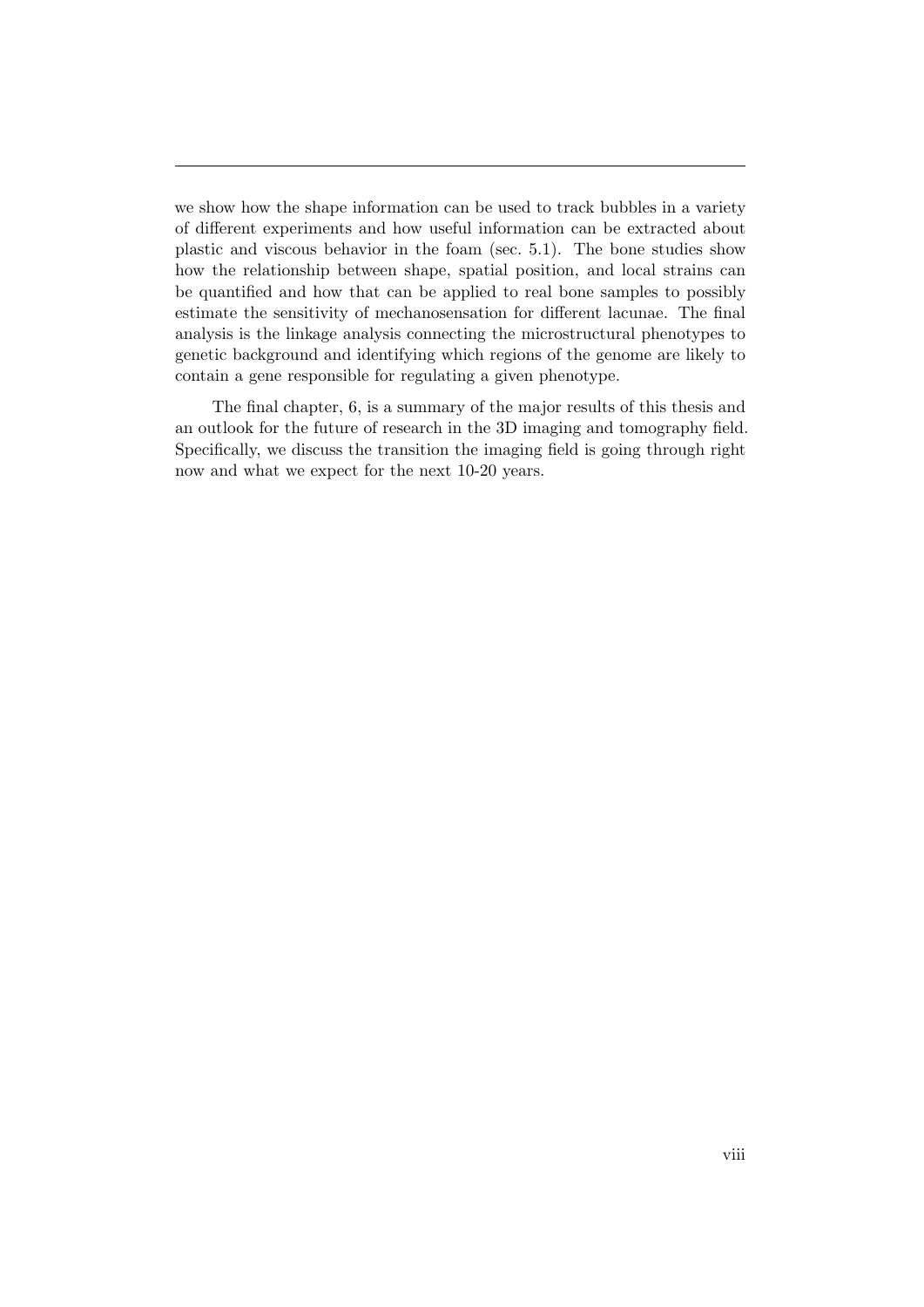we show how the shape information can be used to track bubbles in a variety of different experiments and how useful information can be extracted about plastic and viscous behavior in the foam (sec. 5.1). The bone studies show how the relationship between shape, spatial position, and local strains can be quantified and how that can be applied to real bone samples to possibly estimate the sensitivity of mechanosensation for different lacunae. The final analysis is the linkage analysis connecting the microstructural phenotypes to genetic background and identifying which regions of the genome are likely to contain a gene responsible for regulating a given phenotype.

The final chapter, 6, is a summary of the major results of this thesis and an outlook for the future of research in the 3D imaging and tomography field. Specifically, we discuss the transition the imaging field is going through right now and what we expect for the next 10-20 years.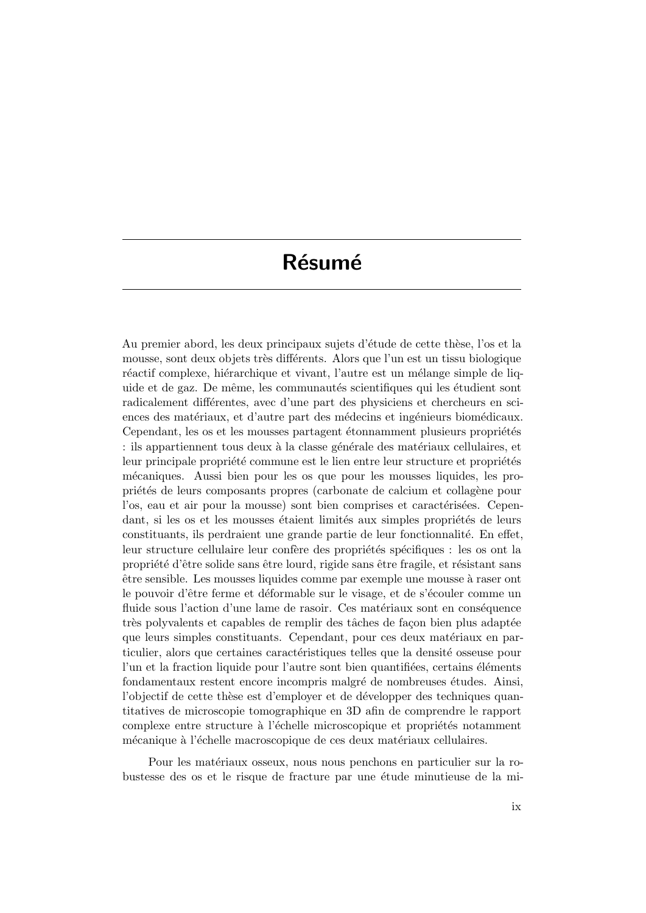# Résumé

Au premier abord, les deux principaux sujets d'étude de cette thèse, l'os et la mousse, sont deux objets très différents. Alors que l'un est un tissu biologique réactif complexe, hiérarchique et vivant, l'autre est un mélange simple de liquide et de gaz. De même, les communautés scientifiques qui les étudient sont radicalement différentes, avec d'une part des physiciens et chercheurs en sciences des matériaux, et d'autre part des médecins et ingénieurs biomédicaux. Cependant, les os et les mousses partagent étonnamment plusieurs propriétés : ils appartiennent tous deux à la classe générale des matériaux cellulaires, et leur principale propriété commune est le lien entre leur structure et propriétés mécaniques. Aussi bien pour les os que pour les mousses liquides, les propriétés de leurs composants propres (carbonate de calcium et collagène pour l'os, eau et air pour la mousse) sont bien comprises et caractérisées. Cependant, si les os et les mousses étaient limités aux simples propriétés de leurs constituants, ils perdraient une grande partie de leur fonctionnalité. En effet, leur structure cellulaire leur confère des propriétés spécifiques : les os ont la propriété d'être solide sans être lourd, rigide sans être fragile, et résistant sans être sensible. Les mousses liquides comme par exemple une mousse à raser ont le pouvoir d'être ferme et déformable sur le visage, et de s'écouler comme un fluide sous l'action d'une lame de rasoir. Ces matériaux sont en conséquence très polyvalents et capables de remplir des tâches de façon bien plus adaptée que leurs simples constituants. Cependant, pour ces deux matériaux en particulier, alors que certaines caractéristiques telles que la densité osseuse pour l'un et la fraction liquide pour l'autre sont bien quantifiées, certains éléments fondamentaux restent encore incompris malgré de nombreuses études. Ainsi, l'objectif de cette thèse est d'employer et de développer des techniques quantitatives de microscopie tomographique en 3D afin de comprendre le rapport complexe entre structure à l'échelle microscopique et propriétés notamment mécanique à l'échelle macroscopique de ces deux matériaux cellulaires.

Pour les matériaux osseux, nous nous penchons en particulier sur la robustesse des os et le risque de fracture par une étude minutieuse de la mi-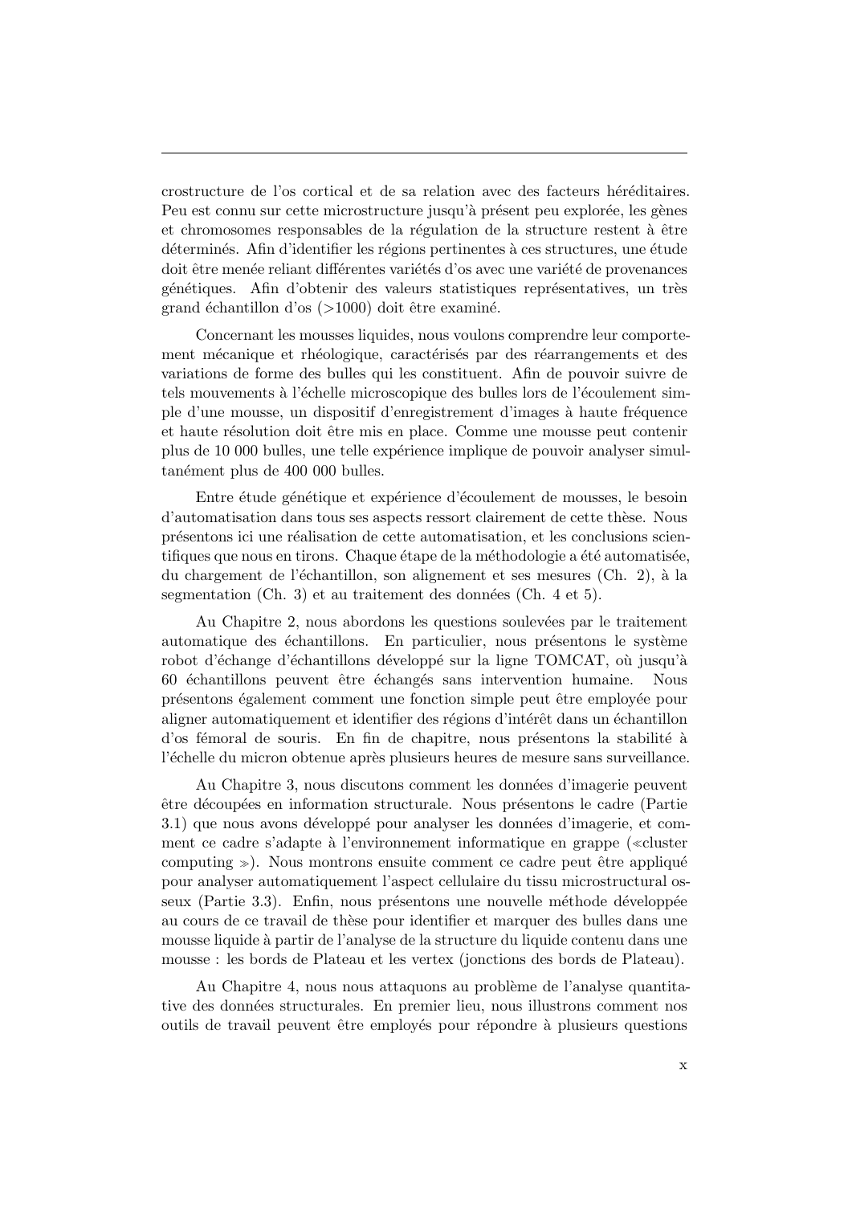crostructure de l'os cortical et de sa relation avec des facteurs héréditaires. Peu est connu sur cette microstructure jusqu'à présent peu explorée, les gènes et chromosomes responsables de la régulation de la structure restent à être déterminés. Afin d'identifier les régions pertinentes à ces structures, une étude doit être menée reliant différentes variétés d'os avec une variété de provenances génétiques. Afin d'obtenir des valeurs statistiques représentatives, un très grand échantillon d'os (>1000) doit être examiné.

Concernant les mousses liquides, nous voulons comprendre leur comportement mécanique et rhéologique, caractérisés par des réarrangements et des variations de forme des bulles qui les constituent. Afin de pouvoir suivre de tels mouvements à l'échelle microscopique des bulles lors de l'écoulement simple d'une mousse, un dispositif d'enregistrement d'images à haute fréquence et haute résolution doit être mis en place. Comme une mousse peut contenir plus de 10 000 bulles, une telle expérience implique de pouvoir analyser simultanément plus de 400 000 bulles.

Entre étude génétique et expérience d'écoulement de mousses, le besoin d'automatisation dans tous ses aspects ressort clairement de cette thèse. Nous présentons ici une réalisation de cette automatisation, et les conclusions scientifiques que nous en tirons. Chaque étape de la méthodologie a été automatisée, du chargement de l'échantillon, son alignement et ses mesures (Ch. 2), à la segmentation (Ch. 3) et au traitement des données (Ch. 4 et 5).

Au Chapitre 2, nous abordons les questions soulevées par le traitement automatique des échantillons. En particulier, nous présentons le système robot d'échange d'échantillons développé sur la ligne TOMCAT, où jusqu'à 60 échantillons peuvent être échangés sans intervention humaine. Nous présentons également comment une fonction simple peut être employée pour aligner automatiquement et identifier des régions d'intérêt dans un échantillon d'os fémoral de souris. En fin de chapitre, nous présentons la stabilité à l'échelle du micron obtenue après plusieurs heures de mesure sans surveillance.

Au Chapitre 3, nous discutons comment les données d'imagerie peuvent être découpées en information structurale. Nous présentons le cadre (Partie 3.1) que nous avons développé pour analyser les données d'imagerie, et comment ce cadre s'adapte à l'environnement informatique en grappe (≪cluster computing ≫). Nous montrons ensuite comment ce cadre peut être appliqué pour analyser automatiquement l'aspect cellulaire du tissu microstructural osseux (Partie 3.3). Enfin, nous présentons une nouvelle méthode développée au cours de ce travail de thèse pour identifier et marquer des bulles dans une mousse liquide à partir de l'analyse de la structure du liquide contenu dans une mousse : les bords de Plateau et les vertex (jonctions des bords de Plateau).

Au Chapitre 4, nous nous attaquons au problème de l'analyse quantitative des données structurales. En premier lieu, nous illustrons comment nos outils de travail peuvent être employés pour répondre à plusieurs questions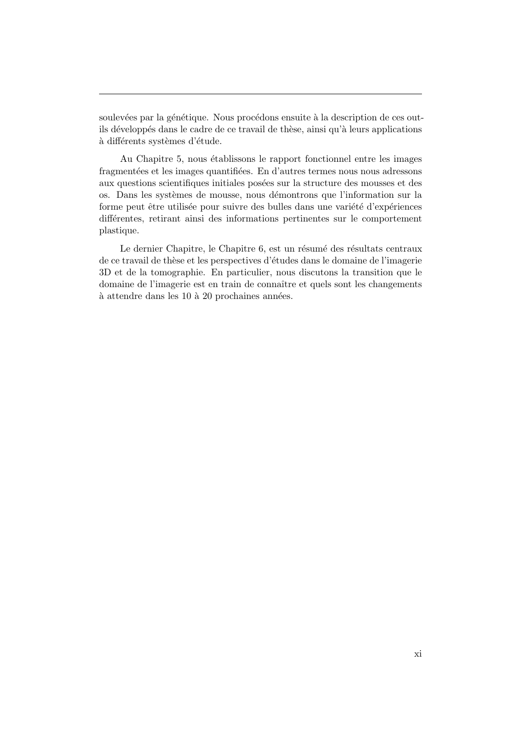soulevées par la génétique. Nous procédons ensuite à la description de ces outils développés dans le cadre de ce travail de thèse, ainsi qu'à leurs applications à différents systèmes d'étude.

Au Chapitre 5, nous établissons le rapport fonctionnel entre les images fragmentées et les images quantifiées. En d'autres termes nous nous adressons aux questions scientifiques initiales posées sur la structure des mousses et des os. Dans les systèmes de mousse, nous démontrons que l'information sur la forme peut être utilisée pour suivre des bulles dans une variété d'expériences différentes, retirant ainsi des informations pertinentes sur le comportement plastique.

Le dernier Chapitre, le Chapitre 6, est un résumé des résultats centraux de ce travail de thèse et les perspectives d'études dans le domaine de l'imagerie 3D et de la tomographie. En particulier, nous discutons la transition que le domaine de l'imagerie est en train de connaître et quels sont les changements à attendre dans les 10 à 20 prochaines années.